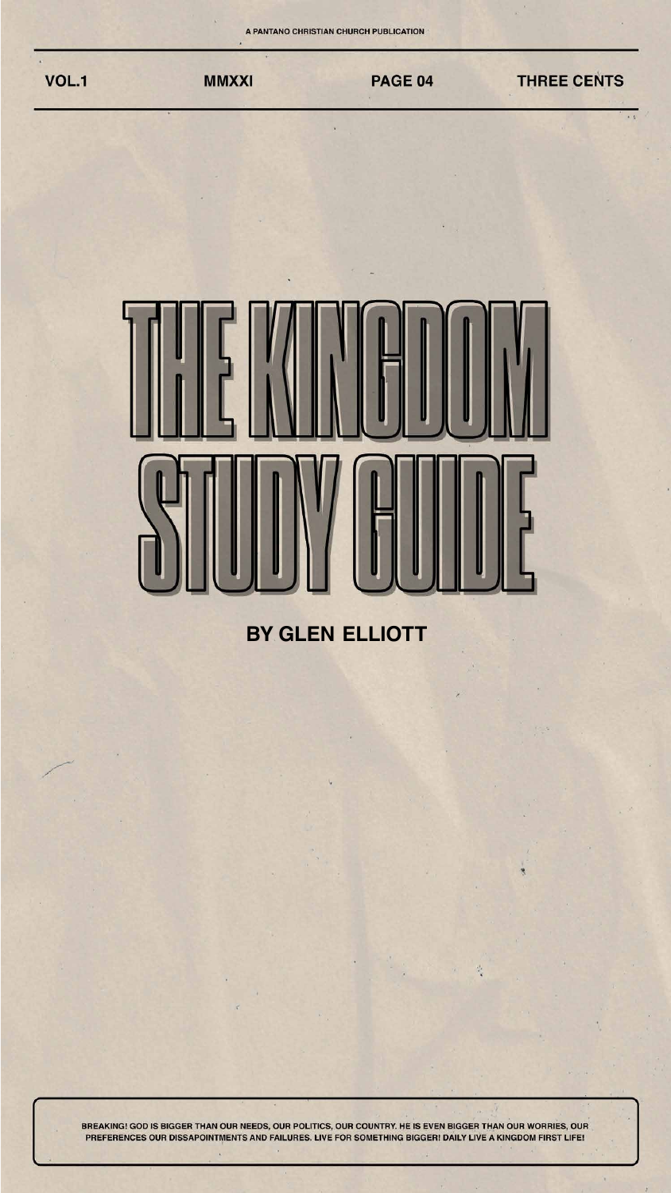A PANTANO CHRISTIAN CHURCH PUBLICATION

VOL.1 | MMXXI | PAGE 04 | THREE CENTS

# THE KINGDOM STUDY GUIDE

**BY GLEN ELLIOTT**

BREAKING! GOD IS BIGGER THAN OUR NEEDS, OUR POLITICS, OUR COUNTRY. HE IS EVEN BIGGER THAN OUR WORRIES, OUR PREFERENCES OUR DISSAPOINTMENTS AND FAILURES. LIVE FOR SOMETHING BIGGER! DAILY LIVE A KINGDOM FIRST LIFE!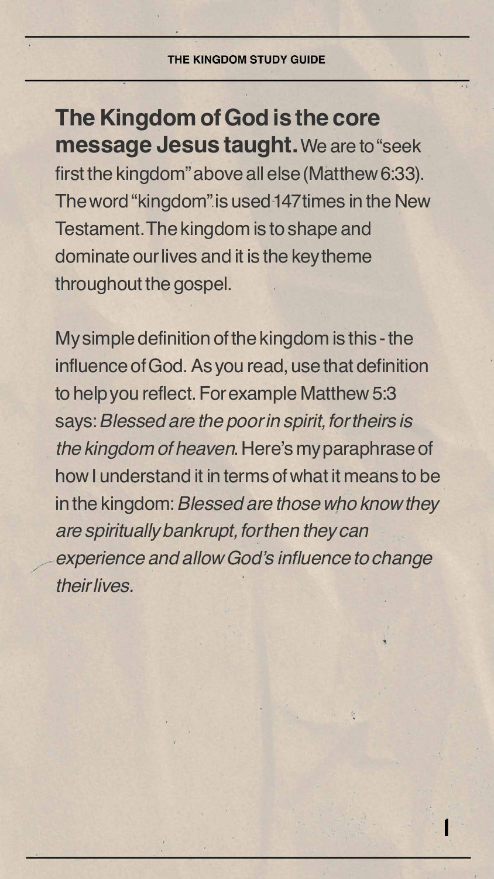**The Kingdom of God is the core message Jesus taught.** We are to "seek first the kingdom" above all else (Matthew 6:33). The word "kingdom" is used 147 times in the New Testament. The kingdom is to shape and dominate our lives and it is the key theme throughout the gospel.

My simple definition of the kingdom is this - the influence of God. As you read, use that definition to help you reflect. For example Matthew 5:3 says: *Blessed are the poor in spirit, for theirs is the kingdom of heaven*. Here's my paraphrase of how I understand it in terms of what it means to be in the kingdom: *Blessed are those who know they are spiritually bankrupt, for then they can experience and allow God's influence to change their lives.*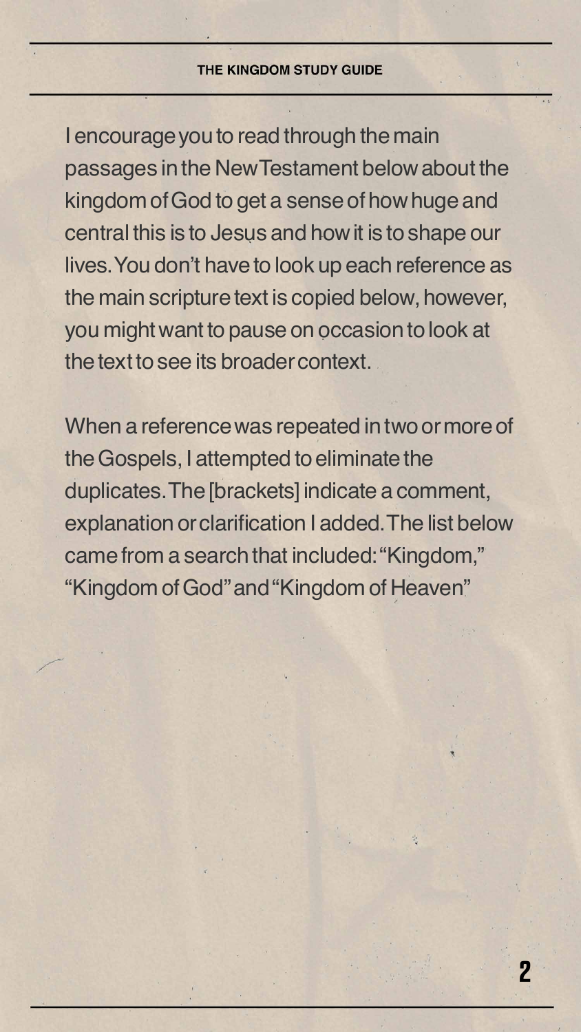I encourage you to read through the main passages in the New Testament below about the kingdom of God to get a sense of how huge and central this is to Jesus and how it is to shape our lives. You don't have to look up each reference as the main scripture text is copied below, however, you might want to pause on occasion to look at the text to see its broader context.

When a reference was repeated in two or more of the Gospels, I attempted to eliminate the duplicates. The [brackets] indicate a comment, explanation or clarification I added. The list below came from a search that included: "Kingdom," "Kingdom of God" and "Kingdom of Heaven"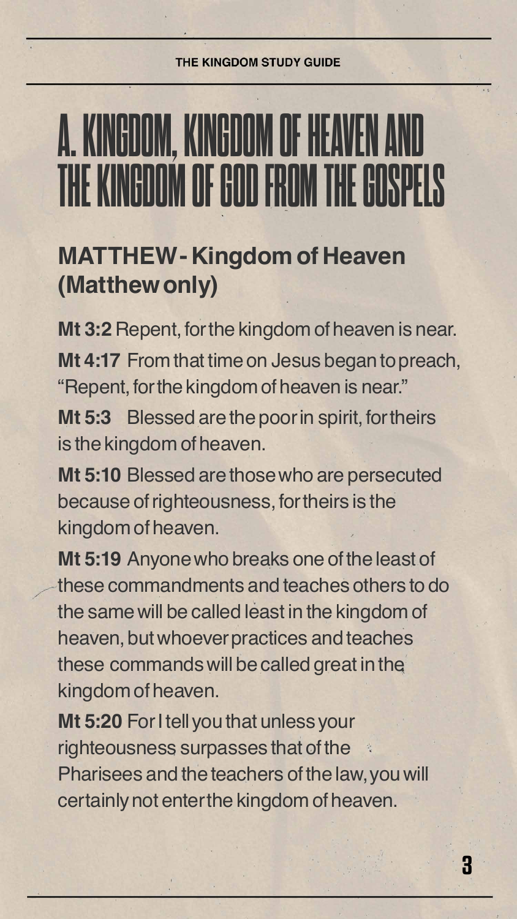# A. KINGDOM, KINGDOM OF HEAVEN AND THE KINGDOM OF GOD FROM THE GOSPELS

## MATTHEW - Kingdom of Heaven (Matthew only)

**Mt 3:2** Repent, for the kingdom of heaven is near.

**Mt 4:17** From that time on Jesus began to preach, "Repent, for the kingdom of heaven is near."

**Mt 5:3** Blessed are the poor in spirit, for theirs is the kingdom of heaven.

**Mt 5:10** Blessed are those who are persecuted because of righteousness, for theirs is the kingdom of heaven.

**Mt 5:19** Anyone who breaks one of the least of these commandments and teaches others to do the same will be called least in the kingdom of heaven, but whoever practices and teaches these commands will be called great in the kingdom of heaven.

**Mt 5:20** For I tell you that unless your righteousness surpasses that of the Pharisees and the teachers of the law, you will certainly not enter the kingdom of heaven.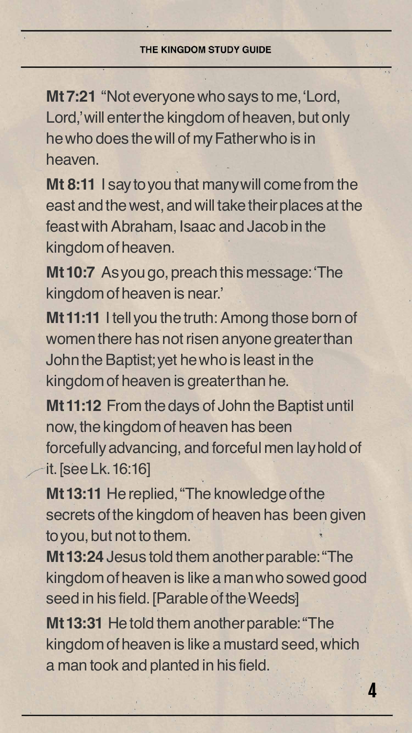**Mt 7:21** "Not everyone who says to me, 'Lord, Lord,' will enter the kingdom of heaven, but only he who does the will of my Father who is in heaven.

**Mt 8:11** I say to you that many will come from the east and the west, and will take their places at the feast with Abraham, Isaac and Jacob in the kingdom of heaven.

**Mt 10:7** As you go, preach this message: 'The kingdom of heaven is near.'

**Mt 11:11** I tell you the truth: Among those born of women there has not risen anyone greater than John the Baptist; yet he who is least in the kingdom of heaven is greater than he.

**Mt 11:12** From the days of John the Baptist until now, the kingdom of heaven has been forcefully advancing, and forceful men lay hold of it. [see Lk. 16:16]

**Mt 13:11** He replied, "The knowledge of the secrets of the kingdom of heaven has been given to you, but not to them.

**Mt 13:24** Jesus told them another parable: "The kingdom of heaven is like a man who sowed good seed in his field. [Parable of the Weeds]

**Mt 13:31** He told them another parable: "The kingdom of heaven is like a mustard seed, which a man took and planted in his field.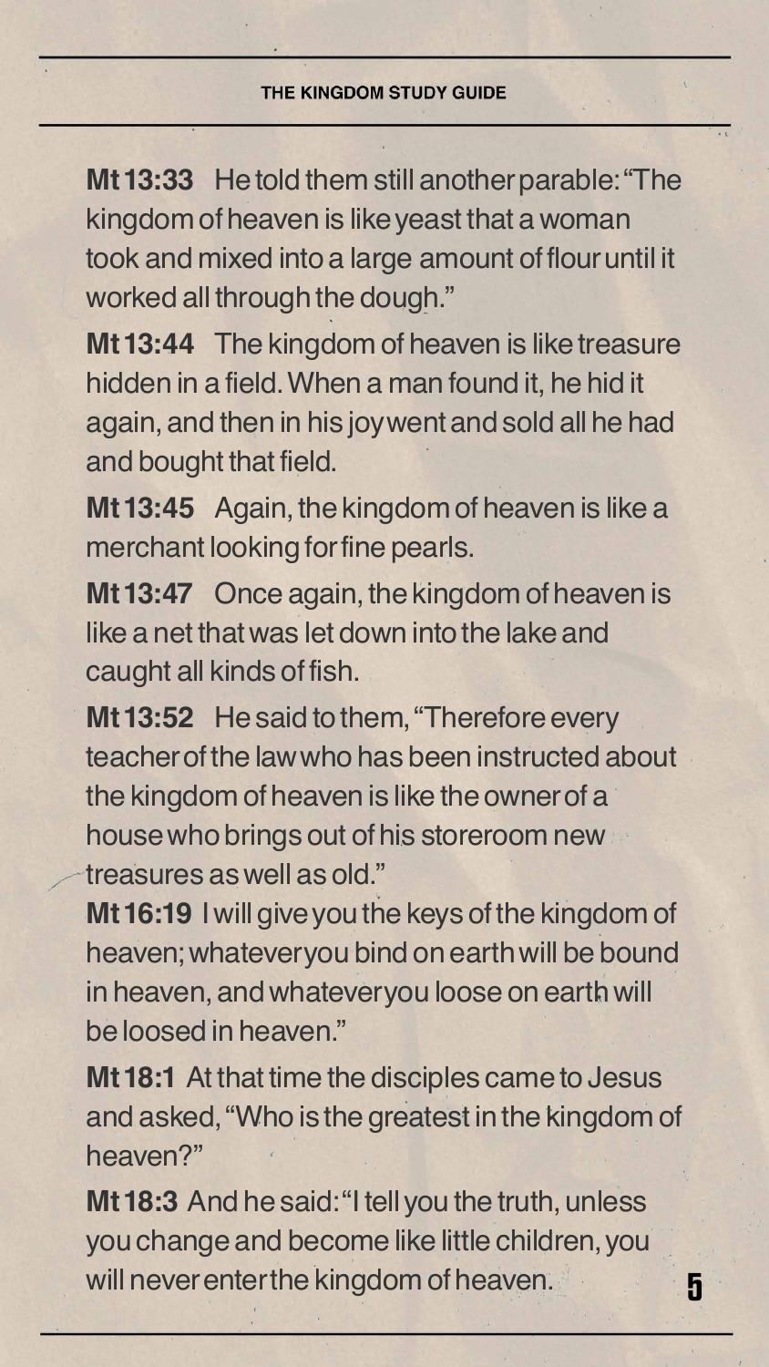**Mt 13:33** He told them still another parable: "The kingdom of heaven is like yeast that a woman took and mixed into a large amount of flour until it worked all through the dough."

**Mt 13:44** The kingdom of heaven is like treasure hidden in a field. When a man found it, he hid it again, and then in his joy went and sold all he had and bought that field.

**Mt 13:45** Again, the kingdom of heaven is like a merchant looking for fine pearls.

**Mt 13:47** Once again, the kingdom of heaven is like a net that was let down into the lake and caught all kinds of fish.

**Mt 13:52** He said to them, "Therefore every teacher of the law who has been instructed about the kingdom of heaven is like the owner of a house who brings out of his storeroom new treasures as well as old."

**Mt 16:19** I will give you the keys of the kingdom of heaven; whatever you bind on earth will be bound in heaven, and whatever you loose on earth will be loosed in heaven."

**Mt 18:1** At that time the disciples came to Jesus and asked, "Who is the greatest in the kingdom of heaven?"

**Mt 18:3** And he said: "I tell you the truth, unless you change and become like little children, you will never enter the kingdom of heaven.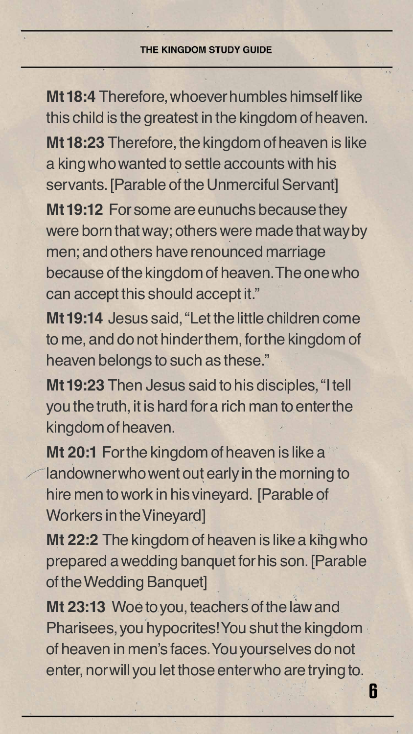**Mt 18:4** Therefore, whoever humbles himself like this child is the greatest in the kingdom of heaven.

**Mt 18:23** Therefore, the kingdom of heaven is like a king who wanted to settle accounts with his servants. [Parable of the Unmerciful Servant]

**Mt 19:12** For some are eunuchs because they were born that way; others were made that way by men; and others have renounced marriage because of the kingdom of heaven. The one who can accept this should accept it."

**Mt 19:14** Jesus said, "Let the little children come to me, and do not hinder them, for the kingdom of heaven belongs to such as these."

**Mt 19:23** Then Jesus said to his disciples, "I tell you the truth, it is hard for a rich man to enter the kingdom of heaven.

**Mt 20:1** For the kingdom of heaven is like a landowner who went out early in the morning to hire men to work in his vineyard. [Parable of Workers in the Vineyard]

**Mt 22:2** The kingdom of heaven is like a king who prepared a wedding banquet for his son. [Parable of the Wedding Banquet]

**Mt 23:13** Woe to you, teachers of the law and Pharisees, you hypocrites! You shut the kingdom of heaven in men's faces. You yourselves do not enter, nor will you let those enter who are trying to.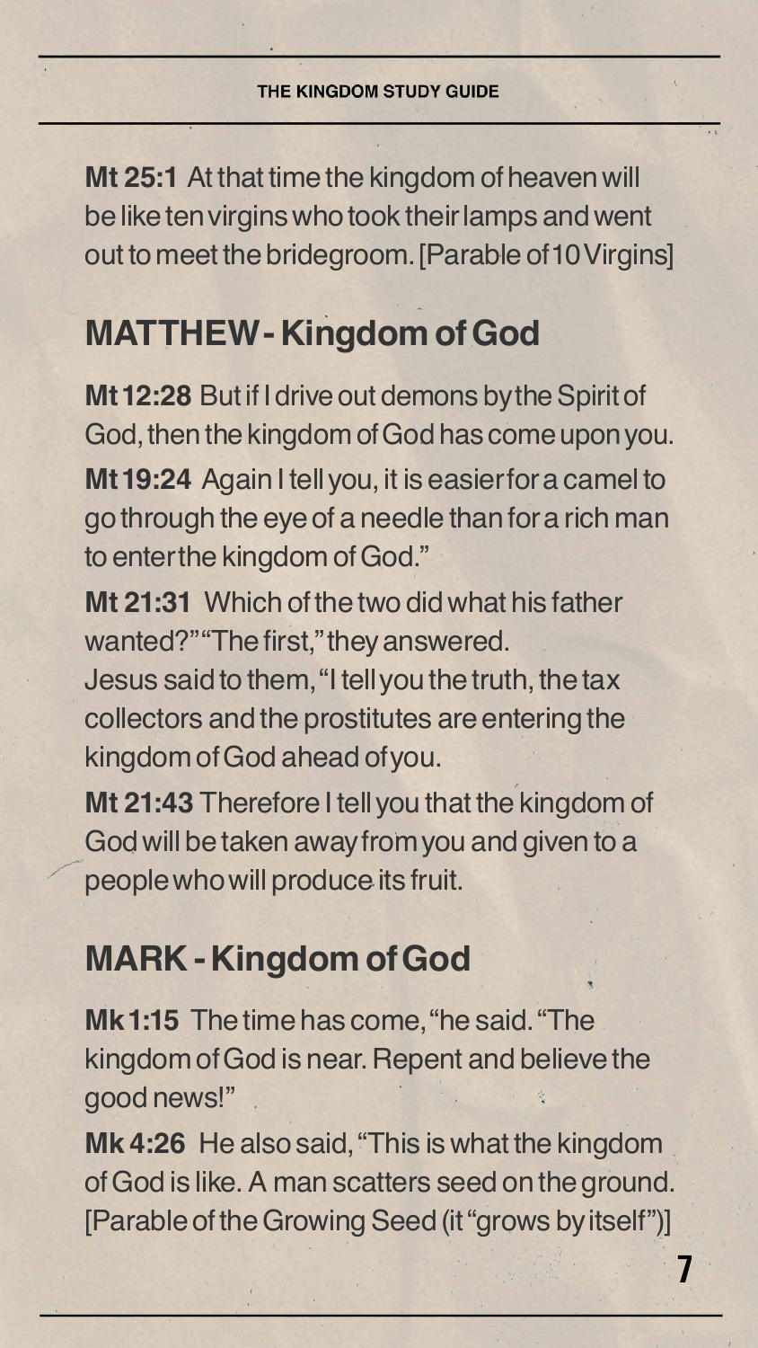**Mt 25:1** At that time the kingdom of heaven will be like ten virgins who took their lamps and went out to meet the bridegroom. [Parable of 10 Virgins]

## MATTHEW - Kingdom of God

**Mt 12:28** But if I drive out demons by the Spirit of God, then the kingdom of God has come upon you.

**Mt 19:24** Again I tell you, it is easier for a camel to go through the eye of a needle than for a rich man to enter the kingdom of God."

**Mt 21:31** Which of the two did what his father wanted?" "The first," they answered.
Jesus said to them, "I tell you the truth, the tax collectors and the prostitutes are entering the kingdom of God ahead of you.

**Mt 21:43** Therefore I tell you that the kingdom of God will be taken away from you and given to a people who will produce its fruit.

## MARK - Kingdom of God

**Mk 1:15** The time has come, "he said. "The kingdom of God is near. Repent and believe the good news!"

**Mk 4:26** He also said, "This is what the kingdom of God is like. A man scatters seed on the ground. [Parable of the Growing Seed (it "grows by itself")]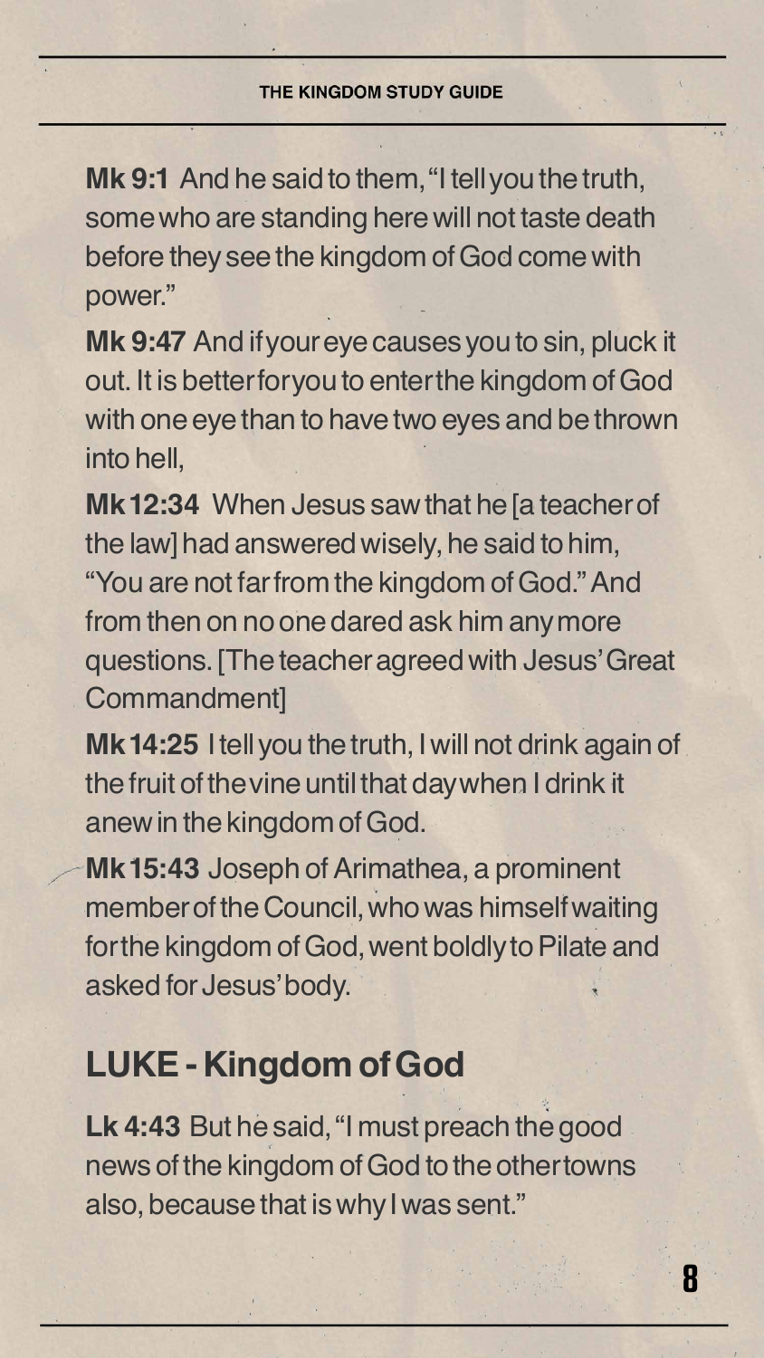**Mk 9:1** And he said to them, "I tell you the truth, some who are standing here will not taste death before they see the kingdom of God come with power."

**Mk 9:47** And if your eye causes you to sin, pluck it out. It is better for you to enter the kingdom of God with one eye than to have two eyes and be thrown into hell,

**Mk 12:34** When Jesus saw that he [a teacher of the law] had answered wisely, he said to him, "You are not far from the kingdom of God." And from then on no one dared ask him any more questions. [The teacher agreed with Jesus' Great Commandment]

**Mk 14:25** I tell you the truth, I will not drink again of the fruit of the vine until that day when I drink it anew in the kingdom of God.

**Mk 15:43** Joseph of Arimathea, a prominent member of the Council, who was himself waiting for the kingdom of God, went boldly to Pilate and asked for Jesus' body.

## LUKE - Kingdom of God

**Lk 4:43** But he said, "I must preach the good news of the kingdom of God to the other towns also, because that is why I was sent."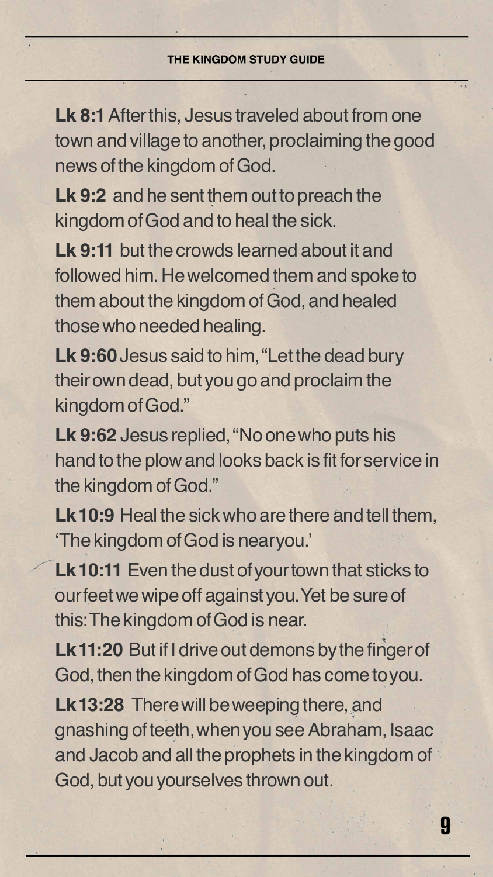**Lk 8:1** After this, Jesus traveled about from one town and village to another, proclaiming the good news of the kingdom of God.

**Lk 9:2** and he sent them out to preach the kingdom of God and to heal the sick.

**Lk 9:11** but the crowds learned about it and followed him. He welcomed them and spoke to them about the kingdom of God, and healed those who needed healing.

**Lk 9:60** Jesus said to him, "Let the dead bury their own dead, but you go and proclaim the kingdom of God."

**Lk 9:62** Jesus replied, "No one who puts his hand to the plow and looks back is fit for service in the kingdom of God."

**Lk 10:9** Heal the sick who are there and tell them, 'The kingdom of God is near you.'

**Lk 10:11** Even the dust of your town that sticks to our feet we wipe off against you. Yet be sure of this: The kingdom of God is near.

**Lk 11:20** But if I drive out demons by the finger of God, then the kingdom of God has come to you.

**Lk 13:28** There will be weeping there, and gnashing of teeth, when you see Abraham, Isaac and Jacob and all the prophets in the kingdom of God, but you yourselves thrown out.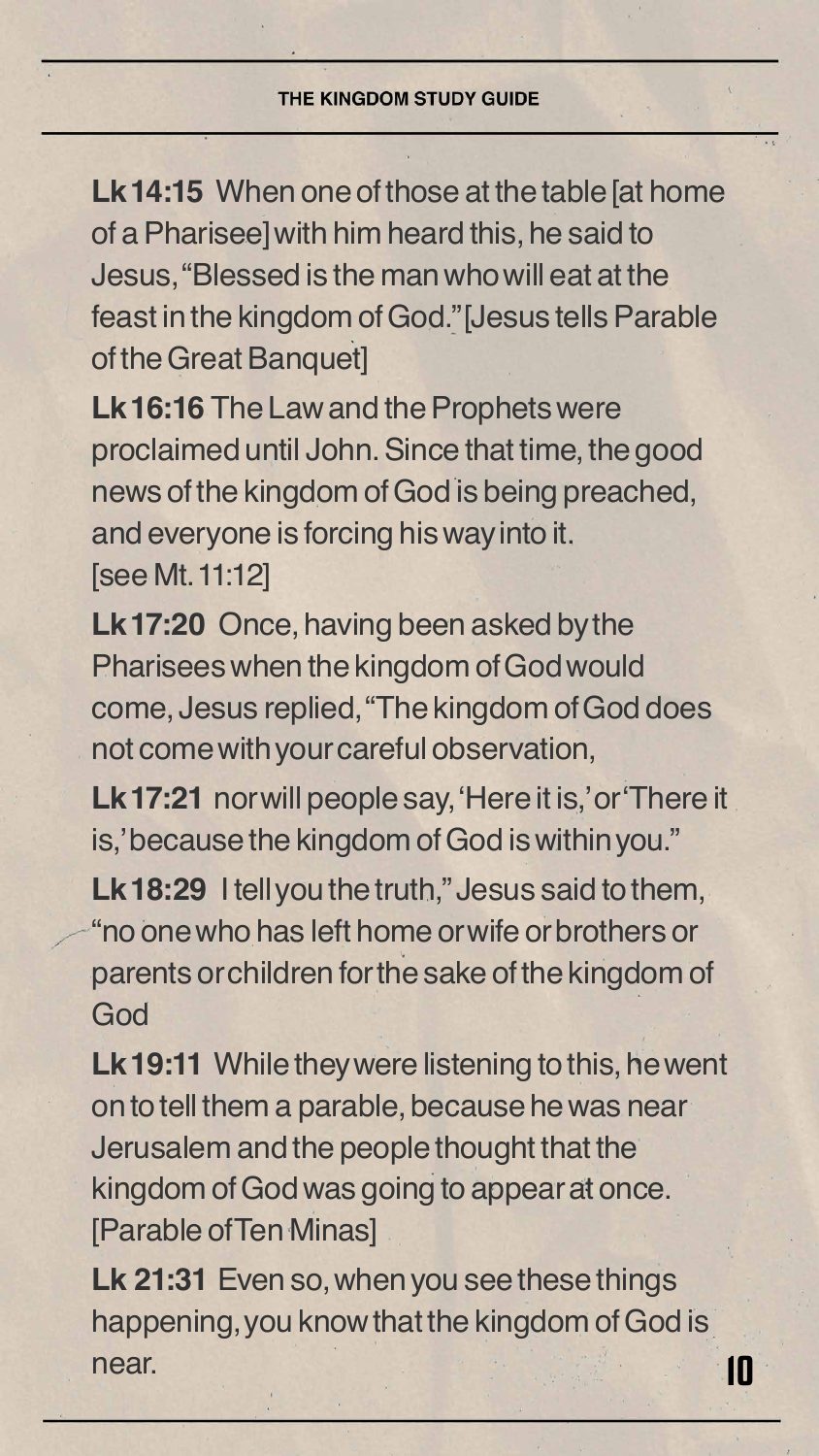**Lk 14:15** When one of those at the table [at home of a Pharisee] with him heard this, he said to Jesus, "Blessed is the man who will eat at the feast in the kingdom of God." [Jesus tells Parable of the Great Banquet]

**Lk 16:16** The Law and the Prophets were proclaimed until John. Since that time, the good news of the kingdom of God is being preached, and everyone is forcing his way into it. [see Mt. 11:12]

**Lk 17:20** Once, having been asked by the Pharisees when the kingdom of God would come, Jesus replied, "The kingdom of God does not come with your careful observation,

**Lk 17:21** nor will people say, 'Here it is,' or 'There it is,' because the kingdom of God is within you."

**Lk 18:29** I tell you the truth," Jesus said to them, "no one who has left home or wife or brothers or parents or children for the sake of the kingdom of God

**Lk 19:11** While they were listening to this, he went on to tell them a parable, because he was near Jerusalem and the people thought that the kingdom of God was going to appear at once. [Parable of Ten Minas]

**Lk 21:31** Even so, when you see these things happening, you know that the kingdom of God is near.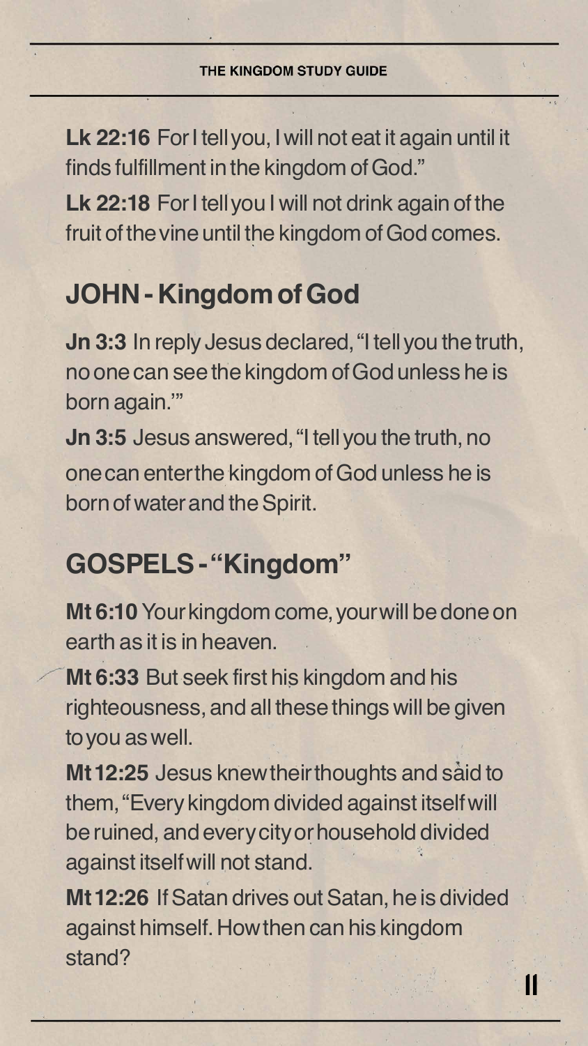**Lk 22:16** For I tell you, I will not eat it again until it finds fulfillment in the kingdom of God."

**Lk 22:18** For I tell you I will not drink again of the fruit of the vine until the kingdom of God comes.

## JOHN - Kingdom of God

**Jn 3:3** In reply Jesus declared, "I tell you the truth, no one can see the kingdom of God unless he is born again.'"

**Jn 3:5** Jesus answered, "I tell you the truth, no one can enter the kingdom of God unless he is born of water and the Spirit.

## GOSPELS - "Kingdom"

**Mt 6:10** Your kingdom come, your will be done on earth as it is in heaven.

**Mt 6:33** But seek first his kingdom and his righteousness, and all these things will be given to you as well.

**Mt 12:25** Jesus knew their thoughts and said to them, "Every kingdom divided against itself will be ruined, and every city or household divided against itself will not stand.

**Mt 12:26** If Satan drives out Satan, he is divided against himself. How then can his kingdom stand?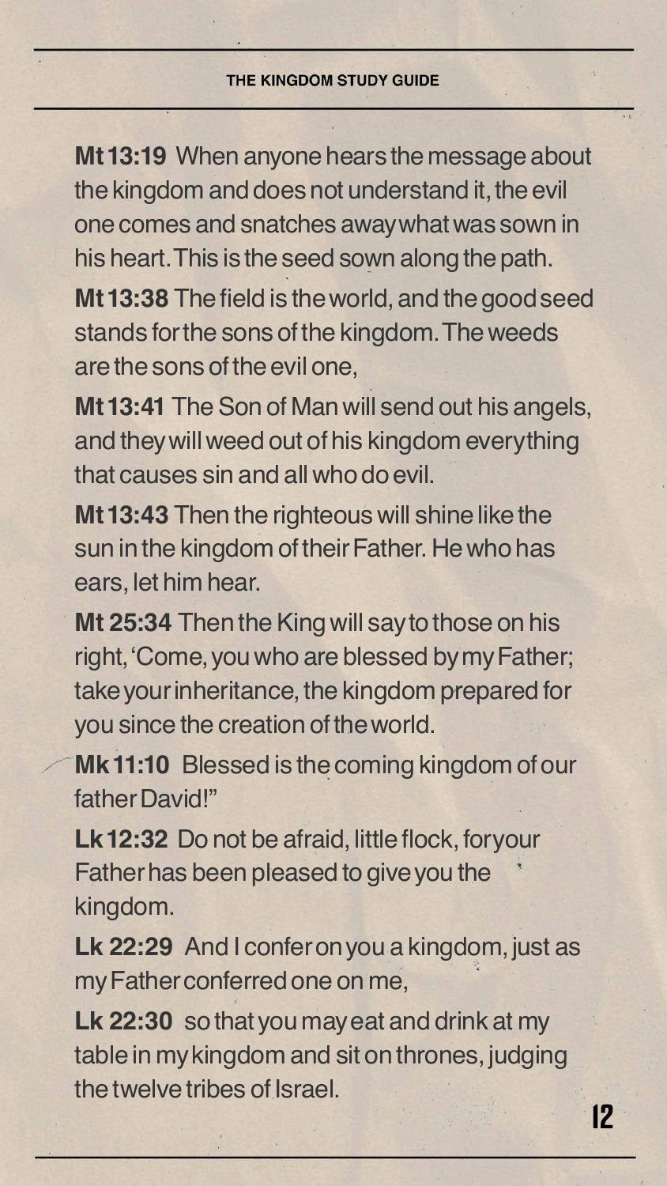**Mt 13:19** When anyone hears the message about the kingdom and does not understand it, the evil one comes and snatches away what was sown in his heart. This is the seed sown along the path.

**Mt 13:38** The field is the world, and the good seed stands for the sons of the kingdom. The weeds are the sons of the evil one,

**Mt 13:41** The Son of Man will send out his angels, and they will weed out of his kingdom everything that causes sin and all who do evil.

**Mt 13:43** Then the righteous will shine like the sun in the kingdom of their Father. He who has ears, let him hear.

**Mt 25:34** Then the King will say to those on his right, 'Come, you who are blessed by my Father; take your inheritance, the kingdom prepared for you since the creation of the world.

**Mk 11:10** Blessed is the coming kingdom of our father David!"

**Lk 12:32** Do not be afraid, little flock, for your Father has been pleased to give you the kingdom.

**Lk 22:29** And I confer on you a kingdom, just as my Father conferred one on me,

**Lk 22:30** so that you may eat and drink at my table in my kingdom and sit on thrones, judging the twelve tribes of Israel.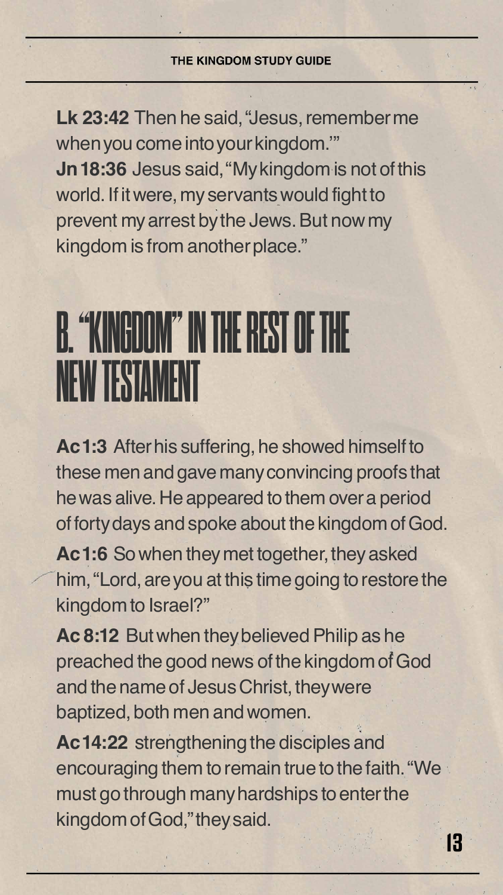**Lk 23:42** Then he said, "Jesus, remember me when you come into your kingdom.'"
**Jn 18:36** Jesus said, "My kingdom is not of this world. If it were, my servants would fight to prevent my arrest by the Jews. But now my kingdom is from another place."

# B. "KINGDOM" IN THE REST OF THE NEW TESTAMENT

**Ac 1:3** After his suffering, he showed himself to these men and gave many convincing proofs that he was alive. He appeared to them over a period of forty days and spoke about the kingdom of God.

**Ac 1:6** So when they met together, they asked him, "Lord, are you at this time going to restore the kingdom to Israel?"

**Ac 8:12** But when they believed Philip as he preached the good news of the kingdom of God and the name of Jesus Christ, they were baptized, both men and women.

**Ac 14:22** strengthening the disciples and encouraging them to remain true to the faith. "We must go through many hardships to enter the kingdom of God," they said.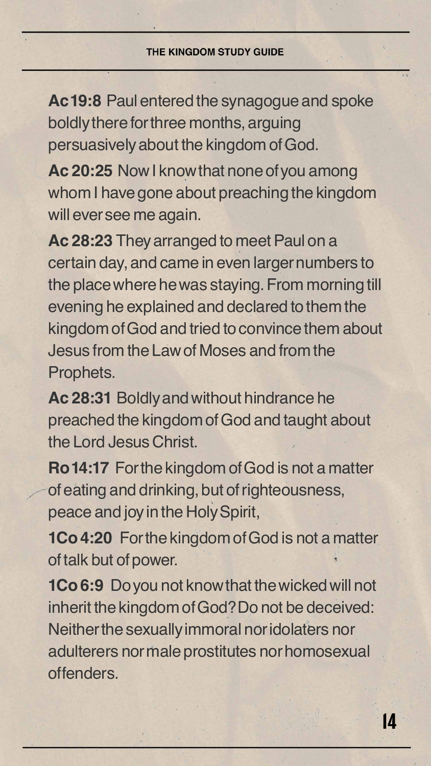**Ac 19:8** Paul entered the synagogue and spoke boldly there for three months, arguing persuasively about the kingdom of God.

**Ac 20:25** Now I know that none of you among whom I have gone about preaching the kingdom will ever see me again.

**Ac 28:23** They arranged to meet Paul on a certain day, and came in even larger numbers to the place where he was staying. From morning till evening he explained and declared to them the kingdom of God and tried to convince them about Jesus from the Law of Moses and from the Prophets.

**Ac 28:31** Boldly and without hindrance he preached the kingdom of God and taught about the Lord Jesus Christ.

**Ro 14:17** For the kingdom of God is not a matter of eating and drinking, but of righteousness, peace and joy in the Holy Spirit,

**1Co 4:20** For the kingdom of God is not a matter of talk but of power.

**1Co 6:9** Do you not know that the wicked will not inherit the kingdom of God? Do not be deceived: Neither the sexually immoral nor idolaters nor adulterers nor male prostitutes nor homosexual offenders.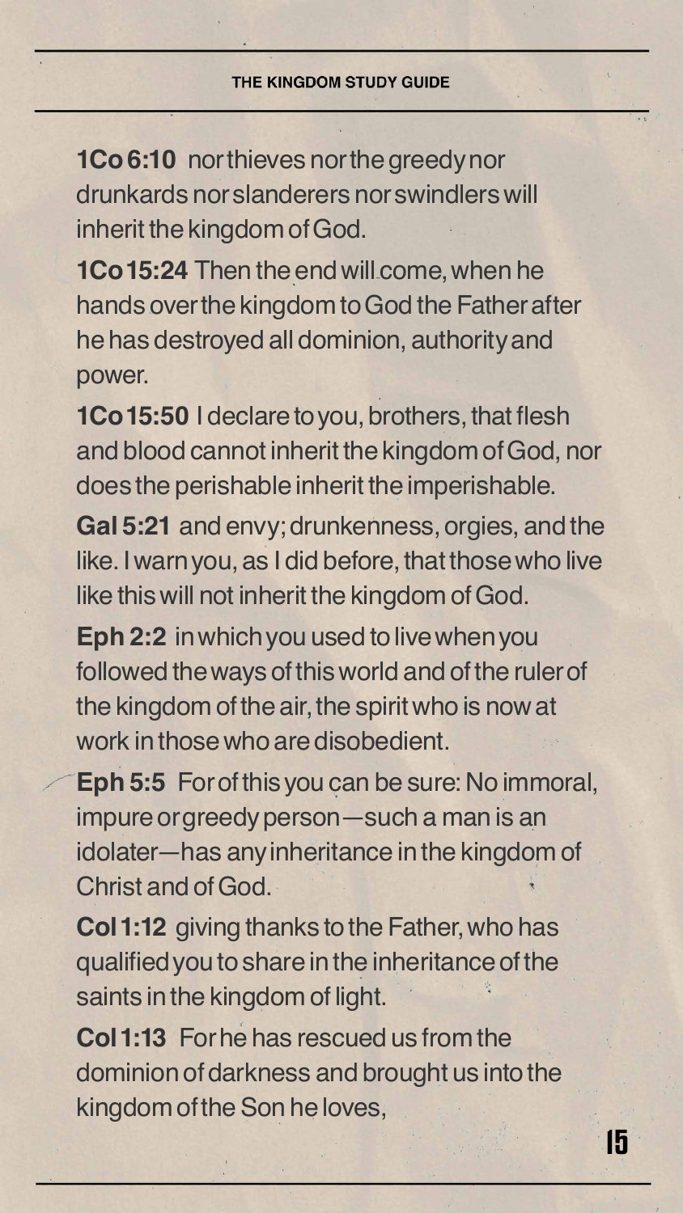**1Co 6:10** nor thieves nor the greedy nor drunkards nor slanderers nor swindlers will inherit the kingdom of God.

**1Co 15:24** Then the end will come, when he hands over the kingdom to God the Father after he has destroyed all dominion, authority and power.

**1Co 15:50** I declare to you, brothers, that flesh and blood cannot inherit the kingdom of God, nor does the perishable inherit the imperishable.

**Gal 5:21** and envy; drunkenness, orgies, and the like. I warn you, as I did before, that those who live like this will not inherit the kingdom of God.

**Eph 2:2** in which you used to live when you followed the ways of this world and of the ruler of the kingdom of the air, the spirit who is now at work in those who are disobedient.

**Eph 5:5** For of this you can be sure: No immoral, impure or greedy person—such a man is an idolater—has any inheritance in the kingdom of Christ and of God.

**Col 1:12** giving thanks to the Father, who has qualified you to share in the inheritance of the saints in the kingdom of light.

**Col 1:13** For he has rescued us from the dominion of darkness and brought us into the kingdom of the Son he loves,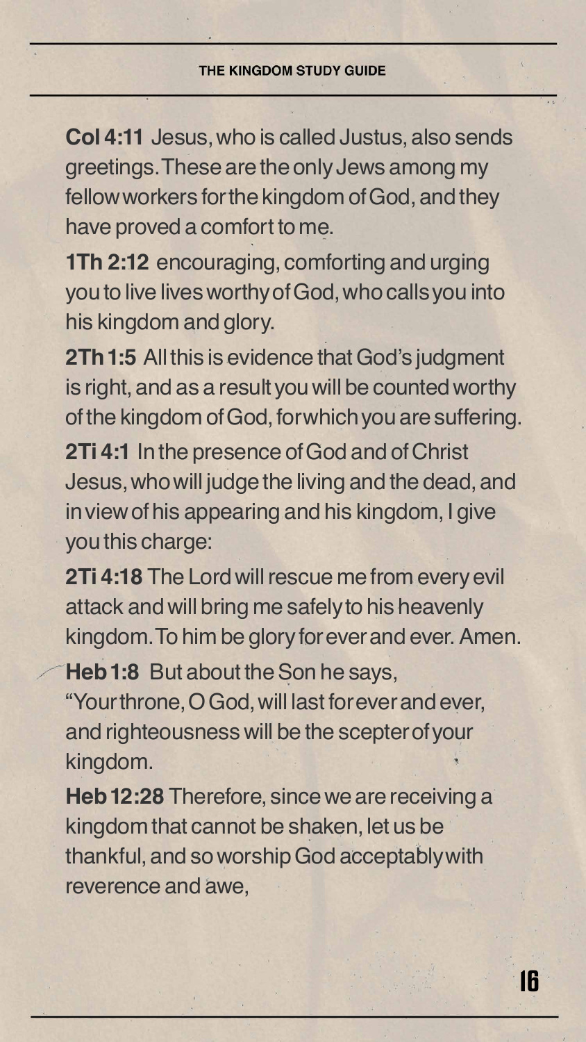**Col 4:11** Jesus, who is called Justus, also sends greetings. These are the only Jews among my fellow workers for the kingdom of God, and they have proved a comfort to me.

**1Th 2:12** encouraging, comforting and urging you to live lives worthy of God, who calls you into his kingdom and glory.

**2Th 1:5** All this is evidence that God's judgment is right, and as a result you will be counted worthy of the kingdom of God, for which you are suffering.

**2Ti 4:1** In the presence of God and of Christ Jesus, who will judge the living and the dead, and in view of his appearing and his kingdom, I give you this charge:

**2Ti 4:18** The Lord will rescue me from every evil attack and will bring me safely to his heavenly kingdom. To him be glory for ever and ever. Amen.

**Heb 1:8** But about the Son he says, "Your throne, O God, will last for ever and ever, and righteousness will be the scepter of your kingdom.

**Heb 12:28** Therefore, since we are receiving a kingdom that cannot be shaken, let us be thankful, and so worship God acceptably with reverence and awe,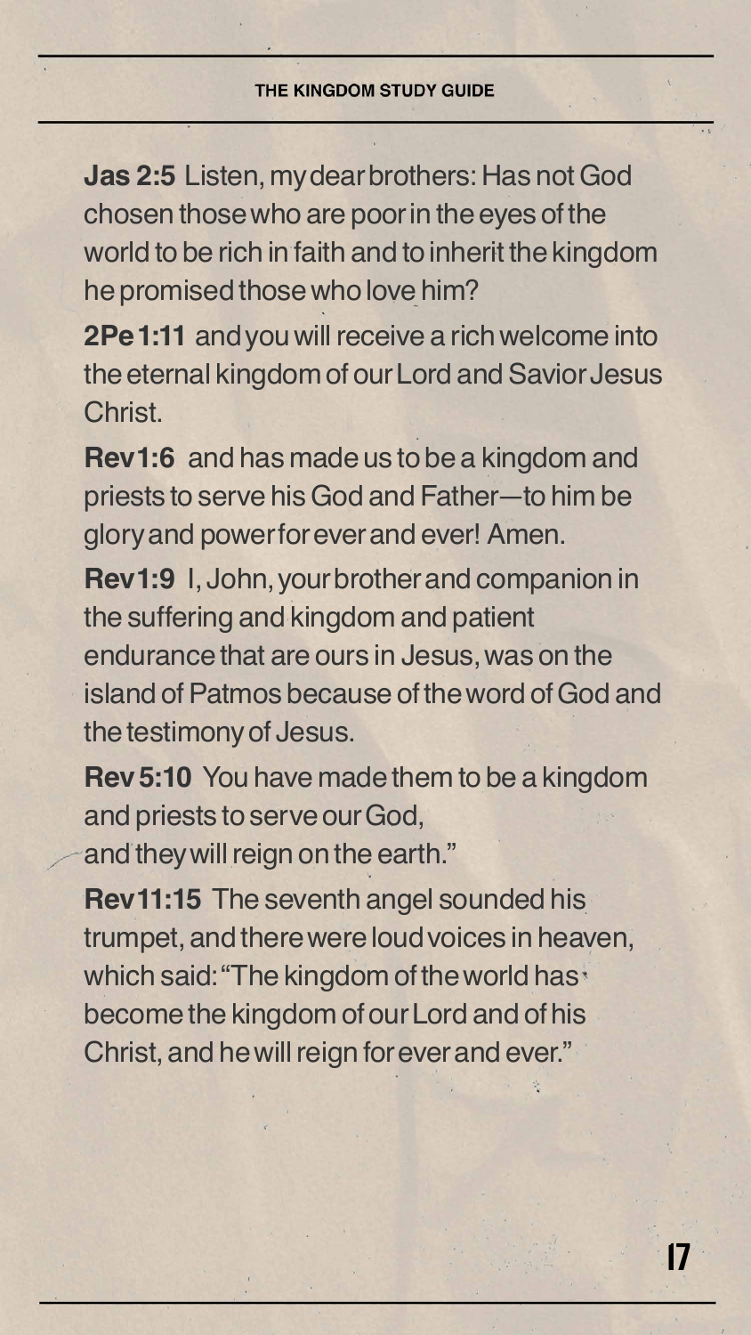**Jas 2:5** Listen, my dear brothers: Has not God chosen those who are poor in the eyes of the world to be rich in faith and to inherit the kingdom he promised those who love him?

**2Pe 1:11** and you will receive a rich welcome into the eternal kingdom of our Lord and Savior Jesus Christ.

**Rev 1:6** and has made us to be a kingdom and priests to serve his God and Father—to him be glory and power for ever and ever! Amen.

**Rev 1:9** I, John, your brother and companion in the suffering and kingdom and patient endurance that are ours in Jesus, was on the island of Patmos because of the word of God and the testimony of Jesus.

**Rev 5:10** You have made them to be a kingdom and priests to serve our God,
and they will reign on the earth."

**Rev 11:15** The seventh angel sounded his trumpet, and there were loud voices in heaven, which said: "The kingdom of the world has become the kingdom of our Lord and of his Christ, and he will reign for ever and ever."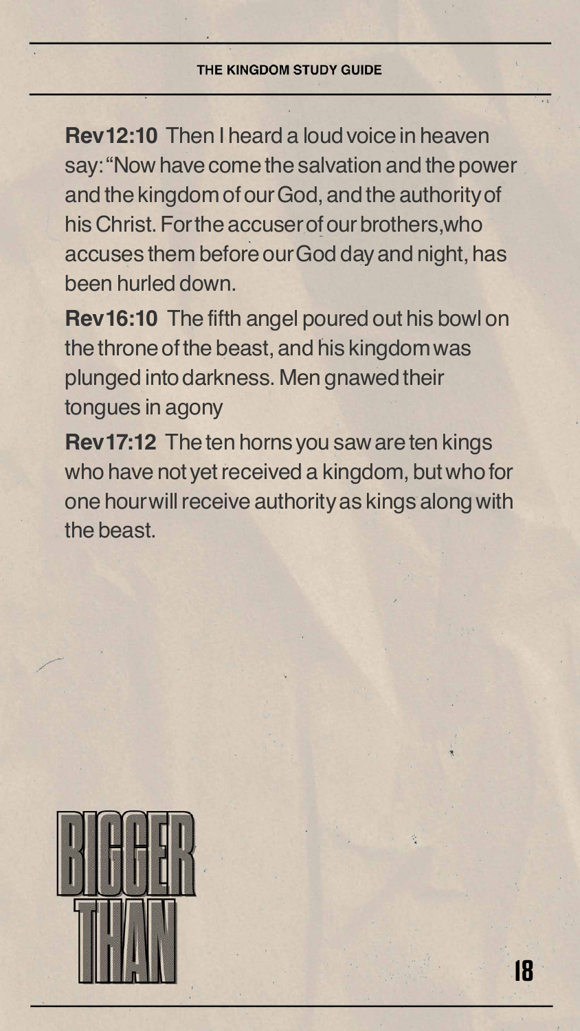**Rev12:10** Then I heard a loud voice in heaven say: "Now have come the salvation and the power and the kingdom of our God, and the authority of his Christ. For the accuser of our brothers,who accuses them before our God day and night, has been hurled down.

**Rev16:10** The fifth angel poured out his bowl on the throne of the beast, and his kingdom was plunged into darkness. Men gnawed their tongues in agony

**Rev17:12** The ten horns you saw are ten kings who have not yet received a kingdom, but who for one hour will receive authority as kings along with the beast.

BIGGER THAN